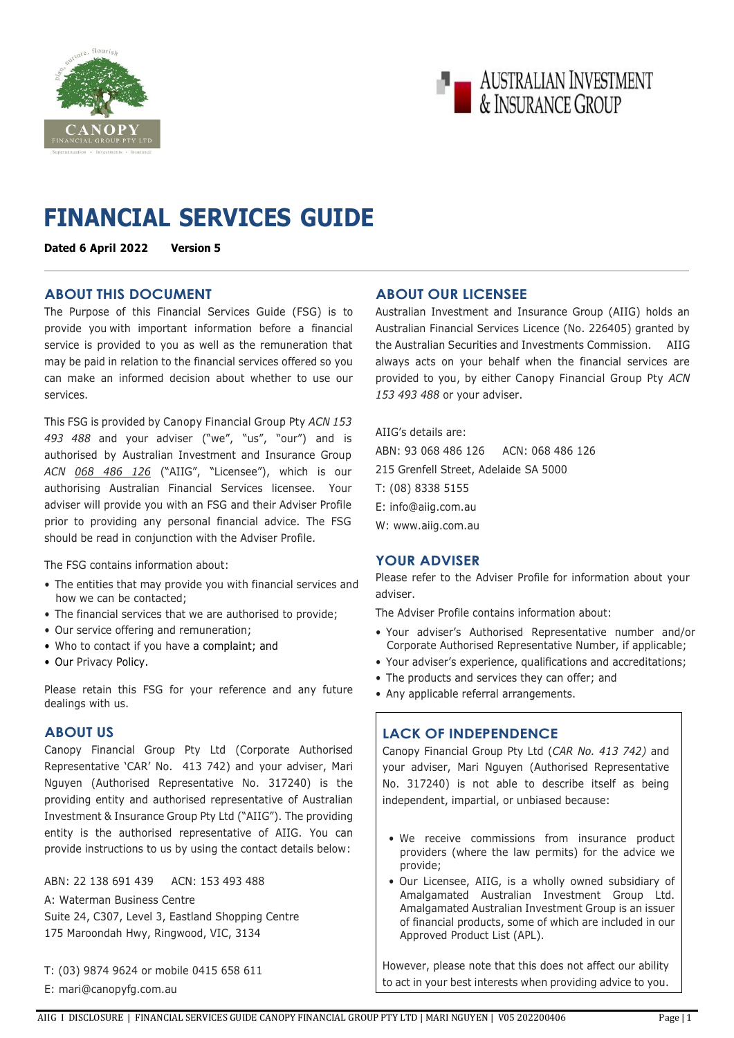# FINANCIAL SERVICES GUIDE

**Dated 6 April 2022 Version 5**

## ABOUT THIS DOCUMENT

The Purpose of this Financial Services Guide (FSG) is to provide you with important information before a financial service is provided to you as well as the remuneration that may be paid in relation to the financial services offered so you can make an informed decision about whether to use our services.

This FSG is provided by Canopy Financial Group Pty *ACN 153 493 488* and your adviser ("we", "us", "our") and is authorised by Australian Investment and Insurance Group *ACN 068 486 126* ("AIIG", "Licensee"), which is our authorising Australian Financial Services licensee. Your adviser will provide you with an FSG and their Adviser Profile prior to providing any personal financial advice. The FSG should be read in conjunction with the Adviser Profile.

The FSG contains information about:

- The entities that may provide you with financial services and how we can be contacted;
- The financial services that we are authorised to provide;
- Our service offering and remuneration;
- Who to contact if you have a complaint; and
- Our Privacy Policy.

Please retain this FSG for your reference and any future dealings with us.

## ABOUT US

Canopy Financial Group Pty Ltd (Corporate Authorised Representative 'CAR' No. 413 742) and your adviser, Mari Nguyen (Authorised Representative No. 317240) is the providing entity and authorised representative of Australian Investment & Insurance Group Pty Ltd ("AIIG"). The providing entity is the authorised representative of AIIG. You can provide instructions to us by using the contact details below:

ABN: 22 138 691 439 ACN: 153 493 488

A: Waterman Business Centre
Suite 24, C307, Level 3, Eastland Shopping Centre
175 Maroondah Hwy, Ringwood, VIC, 3134

T: (03) 9874 9624 or mobile 0415 658 611
E: mari@canopyfg.com.au

## ABOUT OUR LICENSEE

Australian Investment and Insurance Group (AIIG) holds an Australian Financial Services Licence (No. 226405) granted by the Australian Securities and Investments Commission. AIIG always acts on your behalf when the financial services are provided to you, by either Canopy Financial Group Pty *ACN 153 493 488* or your adviser.

AIIG's details are:

ABN: 93 068 486 126 ACN: 068 486 126
215 Grenfell Street, Adelaide SA 5000
T: (08) 8338 5155
E: info@aiig.com.au
W: www.aiig.com.au

## YOUR ADVISER

Please refer to the Adviser Profile for information about your adviser.

The Adviser Profile contains information about:

- Your adviser's Authorised Representative number and/or Corporate Authorised Representative Number, if applicable;
- Your adviser's experience, qualifications and accreditations;
- The products and services they can offer; and
- Any applicable referral arrangements.

## LACK OF INDEPENDENCE

Canopy Financial Group Pty Ltd (*CAR No. 413 742)* and your adviser, Mari Nguyen (Authorised Representative No. 317240) is not able to describe itself as being independent, impartial, or unbiased because:

- We receive commissions from insurance product providers (where the law permits) for the advice we provide;
- Our Licensee, AIIG, is a wholly owned subsidiary of Amalgamated Australian Investment Group Ltd. Amalgamated Australian Investment Group is an issuer of financial products, some of which are included in our Approved Product List (APL).

However, please note that this does not affect our ability to act in your best interests when providing advice to you.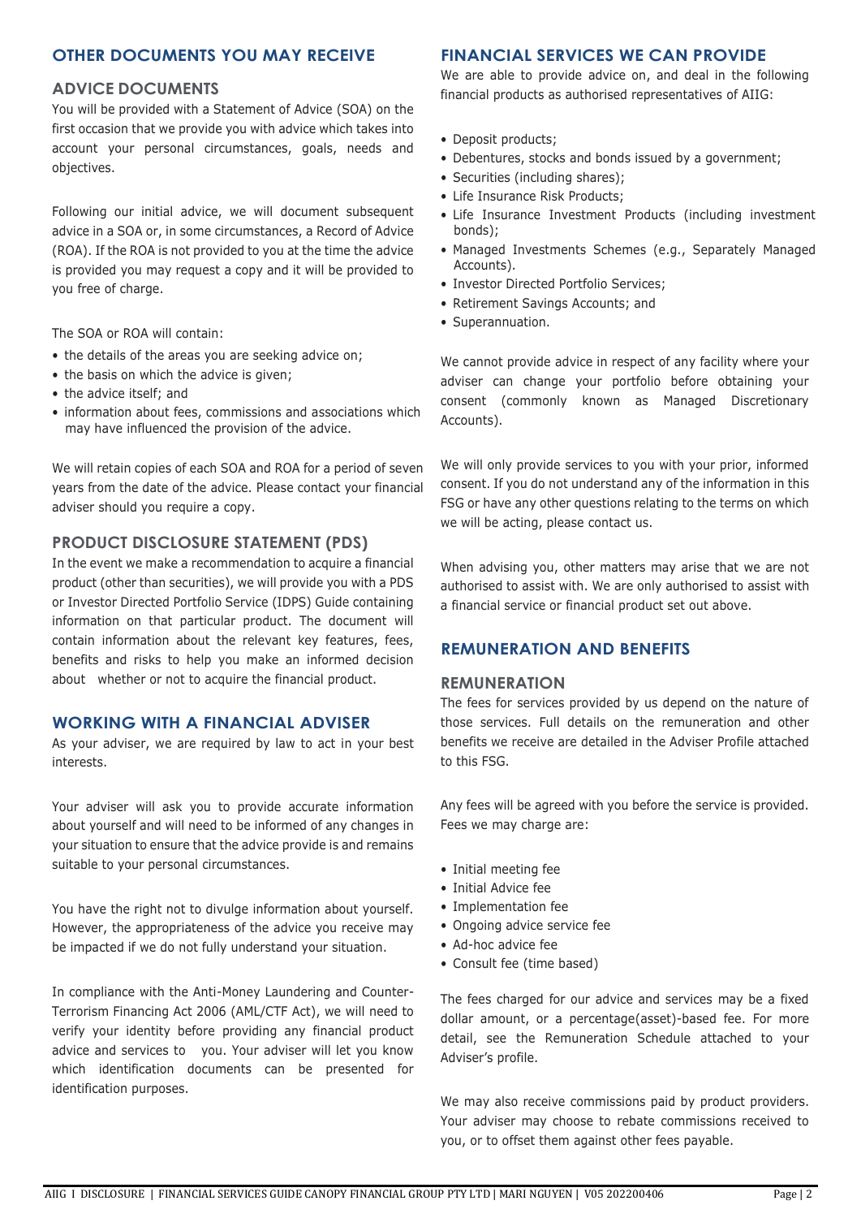## OTHER DOCUMENTS YOU MAY RECEIVE

### ADVICE DOCUMENTS

You will be provided with a Statement of Advice (SOA) on the first occasion that we provide you with advice which takes into account your personal circumstances, goals, needs and objectives.

Following our initial advice, we will document subsequent advice in a SOA or, in some circumstances, a Record of Advice (ROA). If the ROA is not provided to you at the time the advice is provided you may request a copy and it will be provided to you free of charge.

The SOA or ROA will contain:

- the details of the areas you are seeking advice on;
- the basis on which the advice is given;
- the advice itself; and
- information about fees, commissions and associations which may have influenced the provision of the advice.

We will retain copies of each SOA and ROA for a period of seven years from the date of the advice. Please contact your financial adviser should you require a copy.

### PRODUCT DISCLOSURE STATEMENT (PDS)

In the event we make a recommendation to acquire a financial product (other than securities), we will provide you with a PDS or Investor Directed Portfolio Service (IDPS) Guide containing information on that particular product. The document will contain information about the relevant key features, fees, benefits and risks to help you make an informed decision about whether or not to acquire the financial product.

## WORKING WITH A FINANCIAL ADVISER

As your adviser, we are required by law to act in your best interests.

Your adviser will ask you to provide accurate information about yourself and will need to be informed of any changes in your situation to ensure that the advice provide is and remains suitable to your personal circumstances.

You have the right not to divulge information about yourself. However, the appropriateness of the advice you receive may be impacted if we do not fully understand your situation.

In compliance with the Anti-Money Laundering and Counter-Terrorism Financing Act 2006 (AML/CTF Act), we will need to verify your identity before providing any financial product advice and services to you. Your adviser will let you know which identification documents can be presented for identification purposes.

## FINANCIAL SERVICES WE CAN PROVIDE

We are able to provide advice on, and deal in the following financial products as authorised representatives of AIIG:

- Deposit products;
- Debentures, stocks and bonds issued by a government;
- Securities (including shares);
- Life Insurance Risk Products;
- Life Insurance Investment Products (including investment bonds);
- Managed Investments Schemes (e.g., Separately Managed Accounts).
- Investor Directed Portfolio Services;
- Retirement Savings Accounts; and
- Superannuation.

We cannot provide advice in respect of any facility where your adviser can change your portfolio before obtaining your consent (commonly known as Managed Discretionary Accounts).

We will only provide services to you with your prior, informed consent. If you do not understand any of the information in this FSG or have any other questions relating to the terms on which we will be acting, please contact us.

When advising you, other matters may arise that we are not authorised to assist with. We are only authorised to assist with a financial service or financial product set out above.

## REMUNERATION AND BENEFITS

### REMUNERATION

The fees for services provided by us depend on the nature of those services. Full details on the remuneration and other benefits we receive are detailed in the Adviser Profile attached to this FSG.

Any fees will be agreed with you before the service is provided. Fees we may charge are:

- Initial meeting fee
- Initial Advice fee
- Implementation fee
- Ongoing advice service fee
- Ad-hoc advice fee
- Consult fee (time based)

The fees charged for our advice and services may be a fixed dollar amount, or a percentage(asset)-based fee. For more detail, see the Remuneration Schedule attached to your Adviser's profile.

We may also receive commissions paid by product providers. Your adviser may choose to rebate commissions received to you, or to offset them against other fees payable.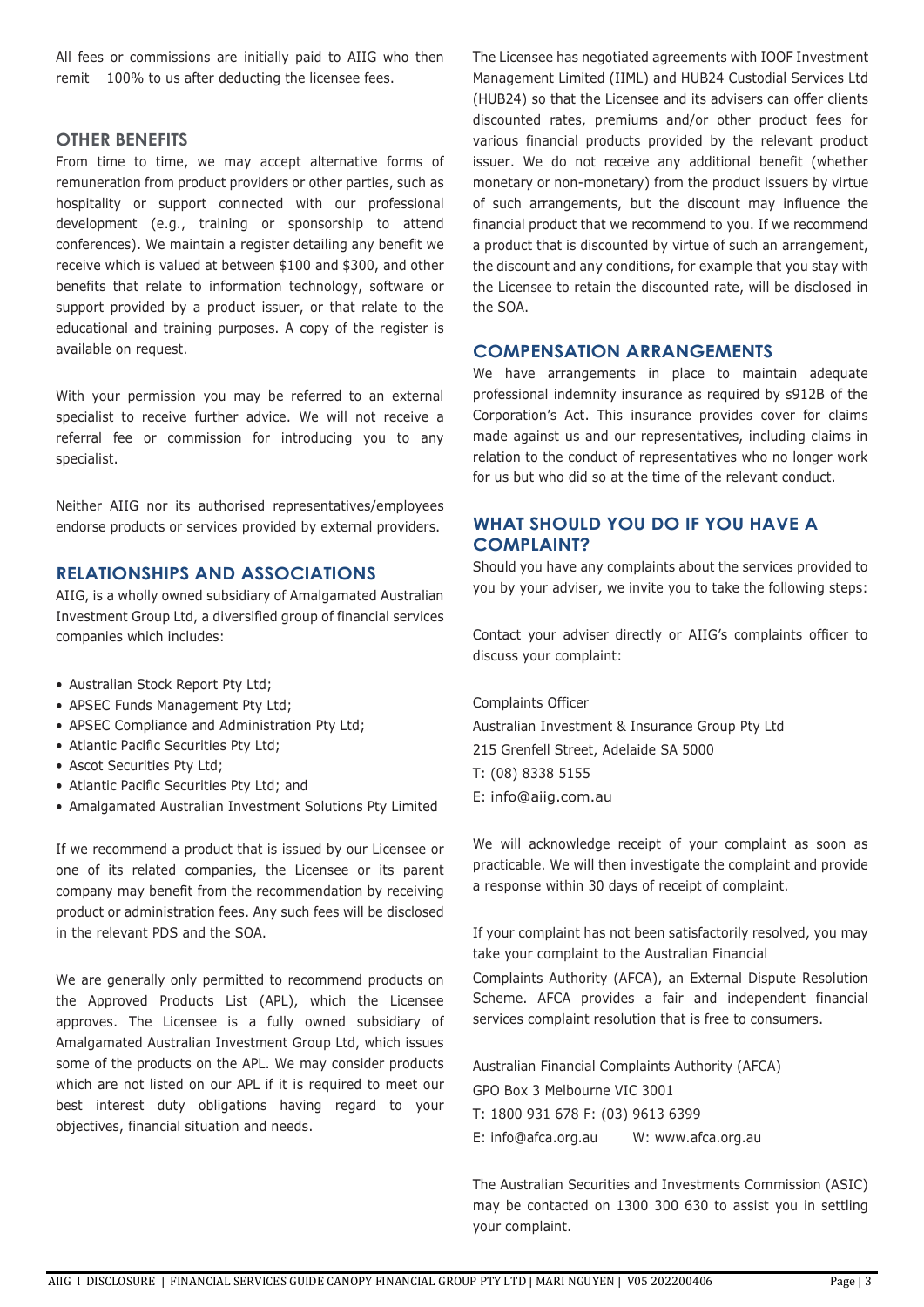All fees or commissions are initially paid to AIIG who then remit 100% to us after deducting the licensee fees.

## OTHER BENEFITS

From time to time, we may accept alternative forms of remuneration from product providers or other parties, such as hospitality or support connected with our professional development (e.g., training or sponsorship to attend conferences). We maintain a register detailing any benefit we receive which is valued at between $100 and $300, and other benefits that relate to information technology, software or support provided by a product issuer, or that relate to the educational and training purposes. A copy of the register is available on request.

With your permission you may be referred to an external specialist to receive further advice. We will not receive a referral fee or commission for introducing you to any specialist.

Neither AIIG nor its authorised representatives/employees endorse products or services provided by external providers.

## RELATIONSHIPS AND ASSOCIATIONS

AIIG, is a wholly owned subsidiary of Amalgamated Australian Investment Group Ltd, a diversified group of financial services companies which includes:

- Australian Stock Report Pty Ltd;
- APSEC Funds Management Pty Ltd;
- APSEC Compliance and Administration Pty Ltd;
- Atlantic Pacific Securities Pty Ltd;
- Ascot Securities Pty Ltd;
- Atlantic Pacific Securities Pty Ltd; and
- Amalgamated Australian Investment Solutions Pty Limited

If we recommend a product that is issued by our Licensee or one of its related companies, the Licensee or its parent company may benefit from the recommendation by receiving product or administration fees. Any such fees will be disclosed in the relevant PDS and the SOA.

We are generally only permitted to recommend products on the Approved Products List (APL), which the Licensee approves. The Licensee is a fully owned subsidiary of Amalgamated Australian Investment Group Ltd, which issues some of the products on the APL. We may consider products which are not listed on our APL if it is required to meet our best interest duty obligations having regard to your objectives, financial situation and needs.

The Licensee has negotiated agreements with IOOF Investment Management Limited (IIML) and HUB24 Custodial Services Ltd (HUB24) so that the Licensee and its advisers can offer clients discounted rates, premiums and/or other product fees for various financial products provided by the relevant product issuer. We do not receive any additional benefit (whether monetary or non-monetary) from the product issuers by virtue of such arrangements, but the discount may influence the financial product that we recommend to you. If we recommend a product that is discounted by virtue of such an arrangement, the discount and any conditions, for example that you stay with the Licensee to retain the discounted rate, will be disclosed in the SOA.

## COMPENSATION ARRANGEMENTS

We have arrangements in place to maintain adequate professional indemnity insurance as required by s912B of the Corporation's Act. This insurance provides cover for claims made against us and our representatives, including claims in relation to the conduct of representatives who no longer work for us but who did so at the time of the relevant conduct.

## WHAT SHOULD YOU DO IF YOU HAVE A COMPLAINT?

Should you have any complaints about the services provided to you by your adviser, we invite you to take the following steps:

Contact your adviser directly or AIIG's complaints officer to discuss your complaint:

Complaints Officer
Australian Investment & Insurance Group Pty Ltd
215 Grenfell Street, Adelaide SA 5000
T: (08) 8338 5155
E: info@aiig.com.au

We will acknowledge receipt of your complaint as soon as practicable. We will then investigate the complaint and provide a response within 30 days of receipt of complaint.

If your complaint has not been satisfactorily resolved, you may take your complaint to the Australian Financial Complaints Authority (AFCA), an External Dispute Resolution Scheme. AFCA provides a fair and independent financial services complaint resolution that is free to consumers.

Australian Financial Complaints Authority (AFCA)
GPO Box 3 Melbourne VIC 3001
T: 1800 931 678 F: (03) 9613 6399
E: info@afca.org.au W: www.afca.org.au

The Australian Securities and Investments Commission (ASIC) may be contacted on 1300 300 630 to assist you in settling your complaint.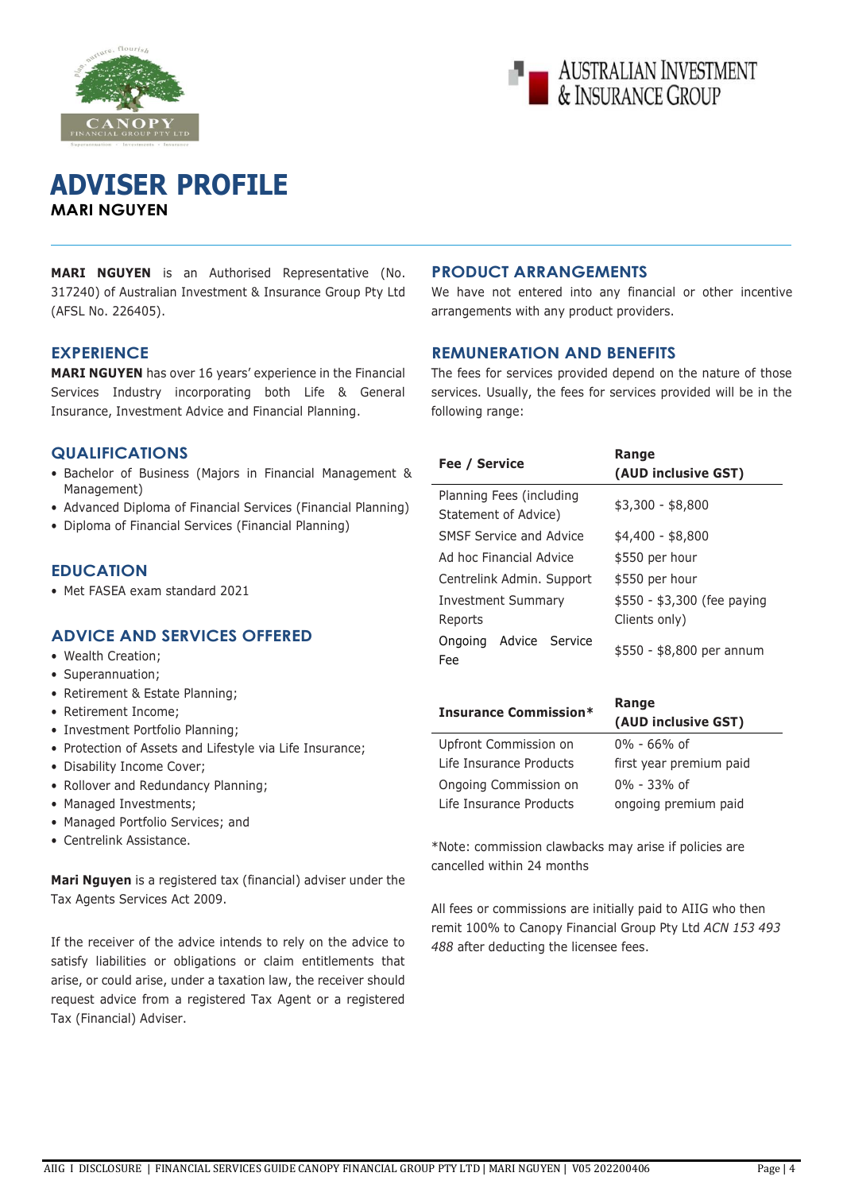# ADVISER PROFILE

**MARI NGUYEN**

**MARI NGUYEN** is an Authorised Representative (No. 317240) of Australian Investment & Insurance Group Pty Ltd (AFSL No. 226405).

## EXPERIENCE

**MARI NGUYEN** has over 16 years' experience in the Financial Services Industry incorporating both Life & General Insurance, Investment Advice and Financial Planning.

## QUALIFICATIONS

- Bachelor of Business (Majors in Financial Management & Management)
- Advanced Diploma of Financial Services (Financial Planning)
- Diploma of Financial Services (Financial Planning)

## EDUCATION

- Met FASEA exam standard 2021

## ADVICE AND SERVICES OFFERED

- Wealth Creation;
- Superannuation;
- Retirement & Estate Planning;
- Retirement Income;
- Investment Portfolio Planning;
- Protection of Assets and Lifestyle via Life Insurance;
- Disability Income Cover;
- Rollover and Redundancy Planning;
- Managed Investments;
- Managed Portfolio Services; and
- Centrelink Assistance.

**Mari Nguyen** is a registered tax (financial) adviser under the Tax Agents Services Act 2009.

If the receiver of the advice intends to rely on the advice to satisfy liabilities or obligations or claim entitlements that arise, or could arise, under a taxation law, the receiver should request advice from a registered Tax Agent or a registered Tax (Financial) Adviser.

## PRODUCT ARRANGEMENTS

We have not entered into any financial or other incentive arrangements with any product providers.

## REMUNERATION AND BENEFITS

The fees for services provided depend on the nature of those services. Usually, the fees for services provided will be in the following range:

| Fee / Service | Range (AUD inclusive GST) |
|---|---|
| Planning Fees (including Statement of Advice) | $3,300 - $8,800 |
| SMSF Service and Advice | $4,400 - $8,800 |
| Ad hoc Financial Advice | $550 per hour |
| Centrelink Admin. Support | $550 per hour |
| Investment Summary Reports | $550 - $3,300 (fee paying Clients only) |
| Ongoing Advice Service Fee | $550 - $8,800 per annum |

| Insurance Commission* | Range (AUD inclusive GST) |
|---|---|
| Upfront Commission on Life Insurance Products | 0% - 66% of first year premium paid |
| Ongoing Commission on Life Insurance Products | 0% - 33% of ongoing premium paid |

*Note: commission clawbacks may arise if policies are cancelled within 24 months

All fees or commissions are initially paid to AIIG who then remit 100% to Canopy Financial Group Pty Ltd *ACN 153 493 488* after deducting the licensee fees.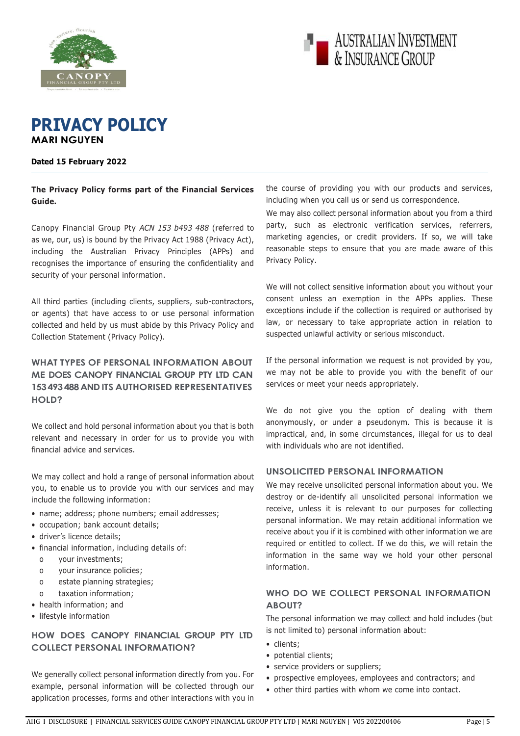# PRIVACY POLICY

**MARI NGUYEN**

**Dated 15 February 2022**

**The Privacy Policy forms part of the Financial Services Guide.**

Canopy Financial Group Pty *ACN 153 b493 488* (referred to as we, our, us) is bound by the Privacy Act 1988 (Privacy Act), including the Australian Privacy Principles (APPs) and recognises the importance of ensuring the confidentiality and security of your personal information.

All third parties (including clients, suppliers, sub-contractors, or agents) that have access to or use personal information collected and held by us must abide by this Privacy Policy and Collection Statement (Privacy Policy).

## WHAT TYPES OF PERSONAL INFORMATION ABOUT ME DOES CANOPY FINANCIAL GROUP PTY LTD CAN 153 493 488 AND ITS AUTHORISED REPRESENTATIVES HOLD?

We collect and hold personal information about you that is both relevant and necessary in order for us to provide you with financial advice and services.

We may collect and hold a range of personal information about you, to enable us to provide you with our services and may include the following information:

- name; address; phone numbers; email addresses;
- occupation; bank account details;
- driver's licence details;
- financial information, including details of:
  - your investments;
  - your insurance policies;
  - estate planning strategies;
  - taxation information;
- health information; and
- lifestyle information

## HOW DOES CANOPY FINANCIAL GROUP PTY LTD COLLECT PERSONAL INFORMATION?

We generally collect personal information directly from you. For example, personal information will be collected through our application processes, forms and other interactions with you in the course of providing you with our products and services, including when you call us or send us correspondence.

We may also collect personal information about you from a third party, such as electronic verification services, referrers, marketing agencies, or credit providers. If so, we will take reasonable steps to ensure that you are made aware of this Privacy Policy.

We will not collect sensitive information about you without your consent unless an exemption in the APPs applies. These exceptions include if the collection is required or authorised by law, or necessary to take appropriate action in relation to suspected unlawful activity or serious misconduct.

If the personal information we request is not provided by you, we may not be able to provide you with the benefit of our services or meet your needs appropriately.

We do not give you the option of dealing with them anonymously, or under a pseudonym. This is because it is impractical, and, in some circumstances, illegal for us to deal with individuals who are not identified.

## UNSOLICITED PERSONAL INFORMATION

We may receive unsolicited personal information about you. We destroy or de-identify all unsolicited personal information we receive, unless it is relevant to our purposes for collecting personal information. We may retain additional information we receive about you if it is combined with other information we are required or entitled to collect. If we do this, we will retain the information in the same way we hold your other personal information.

## WHO DO WE COLLECT PERSONAL INFORMATION ABOUT?

The personal information we may collect and hold includes (but is not limited to) personal information about:

- clients;
- potential clients;
- service providers or suppliers;
- prospective employees, employees and contractors; and
- other third parties with whom we come into contact.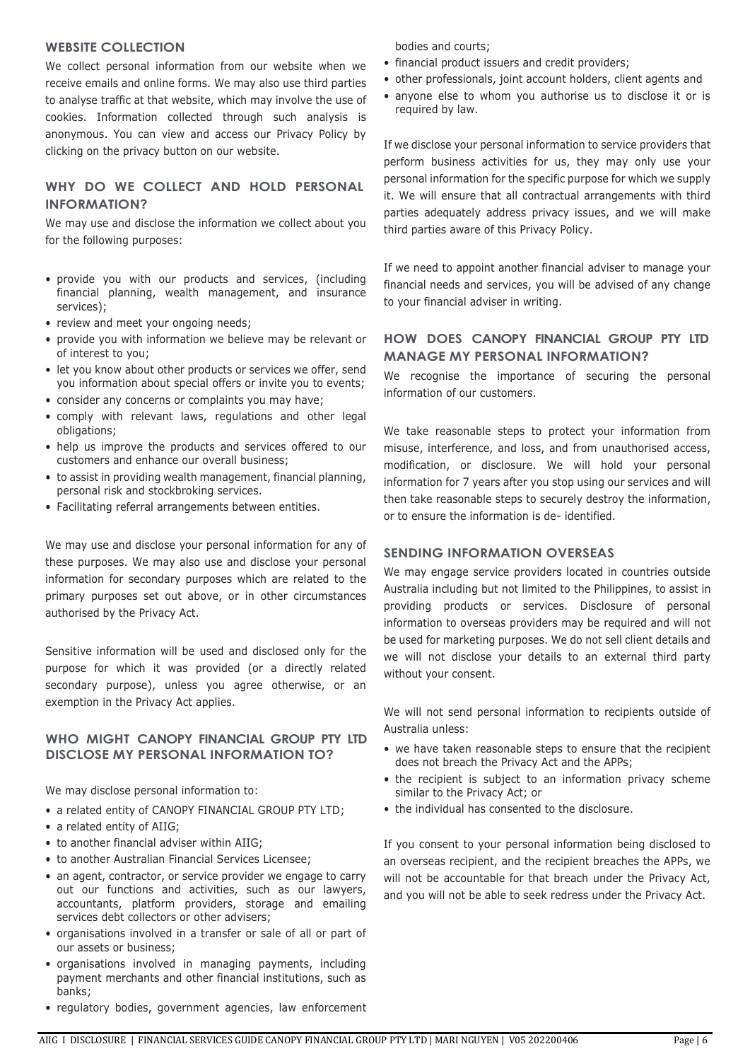## WEBSITE COLLECTION

We collect personal information from our website when we receive emails and online forms. We may also use third parties to analyse traffic at that website, which may involve the use of cookies. Information collected through such analysis is anonymous. You can view and access our Privacy Policy by clicking on the privacy button on our website.

## WHY DO WE COLLECT AND HOLD PERSONAL INFORMATION?

We may use and disclose the information we collect about you for the following purposes:

- provide you with our products and services, (including financial planning, wealth management, and insurance services);
- review and meet your ongoing needs;
- provide you with information we believe may be relevant or of interest to you;
- let you know about other products or services we offer, send you information about special offers or invite you to events;
- consider any concerns or complaints you may have;
- comply with relevant laws, regulations and other legal obligations;
- help us improve the products and services offered to our customers and enhance our overall business;
- to assist in providing wealth management, financial planning, personal risk and stockbroking services.
- Facilitating referral arrangements between entities.

We may use and disclose your personal information for any of these purposes. We may also use and disclose your personal information for secondary purposes which are related to the primary purposes set out above, or in other circumstances authorised by the Privacy Act.

Sensitive information will be used and disclosed only for the purpose for which it was provided (or a directly related secondary purpose), unless you agree otherwise, or an exemption in the Privacy Act applies.

## WHO MIGHT CANOPY FINANCIAL GROUP PTY LTD DISCLOSE MY PERSONAL INFORMATION TO?

We may disclose personal information to:

- a related entity of CANOPY FINANCIAL GROUP PTY LTD;
- a related entity of AIIG;
- to another financial adviser within AIIG;
- to another Australian Financial Services Licensee;
- an agent, contractor, or service provider we engage to carry out our functions and activities, such as our lawyers, accountants, platform providers, storage and emailing services debt collectors or other advisers;
- organisations involved in a transfer or sale of all or part of our assets or business;
- organisations involved in managing payments, including payment merchants and other financial institutions, such as banks;
- regulatory bodies, government agencies, law enforcement bodies and courts;
- financial product issuers and credit providers;
- other professionals, joint account holders, client agents and
- anyone else to whom you authorise us to disclose it or is required by law.

If we disclose your personal information to service providers that perform business activities for us, they may only use your personal information for the specific purpose for which we supply it. We will ensure that all contractual arrangements with third parties adequately address privacy issues, and we will make third parties aware of this Privacy Policy.

If we need to appoint another financial adviser to manage your financial needs and services, you will be advised of any change to your financial adviser in writing.

## HOW DOES CANOPY FINANCIAL GROUP PTY LTD MANAGE MY PERSONAL INFORMATION?

We recognise the importance of securing the personal information of our customers.

We take reasonable steps to protect your information from misuse, interference, and loss, and from unauthorised access, modification, or disclosure. We will hold your personal information for 7 years after you stop using our services and will then take reasonable steps to securely destroy the information, or to ensure the information is de- identified.

## SENDING INFORMATION OVERSEAS

We may engage service providers located in countries outside Australia including but not limited to the Philippines, to assist in providing products or services. Disclosure of personal information to overseas providers may be required and will not be used for marketing purposes. We do not sell client details and we will not disclose your details to an external third party without your consent.

We will not send personal information to recipients outside of Australia unless:

- we have taken reasonable steps to ensure that the recipient does not breach the Privacy Act and the APPs;
- the recipient is subject to an information privacy scheme similar to the Privacy Act; or
- the individual has consented to the disclosure.

If you consent to your personal information being disclosed to an overseas recipient, and the recipient breaches the APPs, we will not be accountable for that breach under the Privacy Act, and you will not be able to seek redress under the Privacy Act.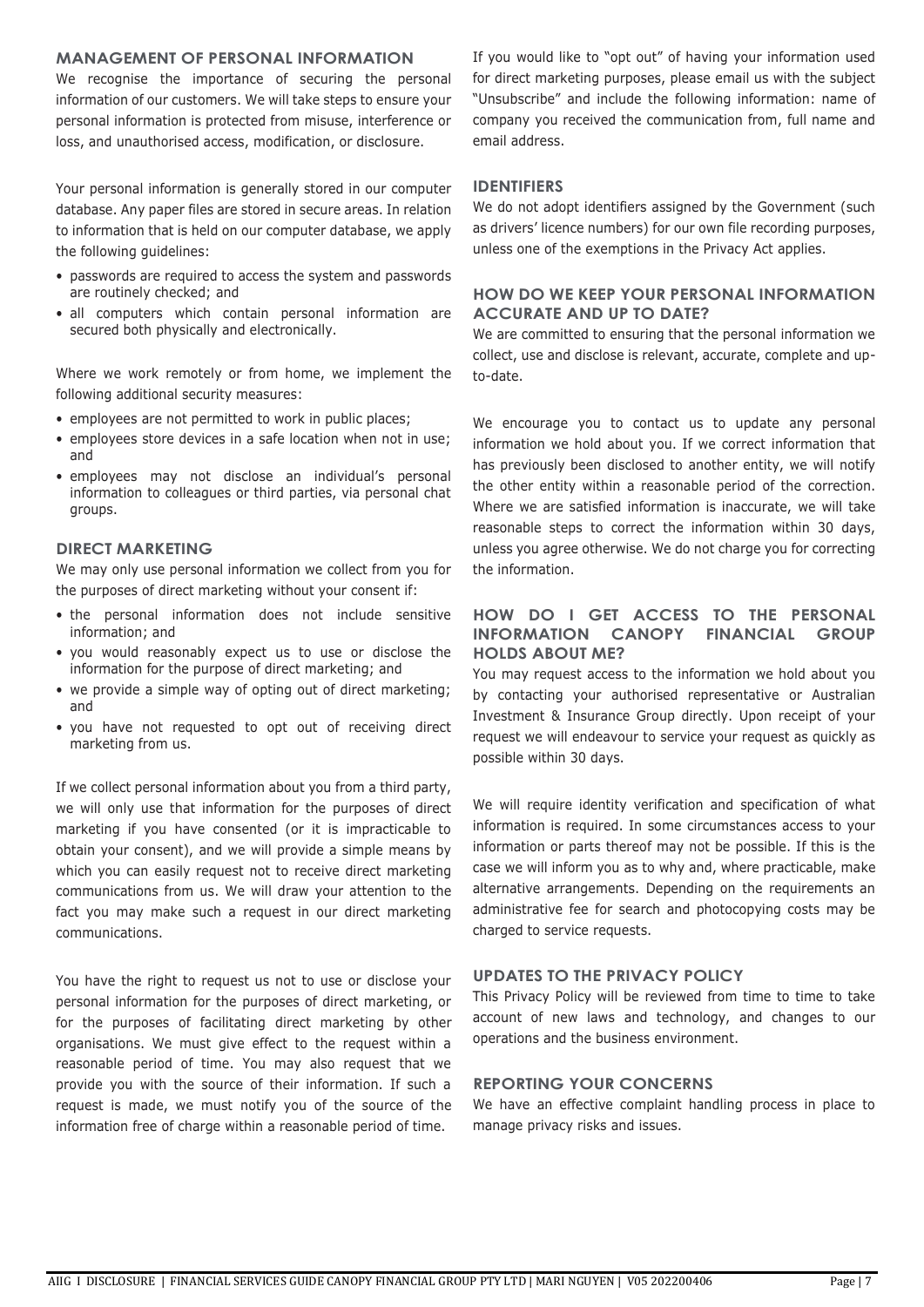## MANAGEMENT OF PERSONAL INFORMATION

We recognise the importance of securing the personal information of our customers. We will take steps to ensure your personal information is protected from misuse, interference or loss, and unauthorised access, modification, or disclosure.

Your personal information is generally stored in our computer database. Any paper files are stored in secure areas. In relation to information that is held on our computer database, we apply the following guidelines:

- passwords are required to access the system and passwords are routinely checked; and
- all computers which contain personal information are secured both physically and electronically.

Where we work remotely or from home, we implement the following additional security measures:

- employees are not permitted to work in public places;
- employees store devices in a safe location when not in use; and
- employees may not disclose an individual's personal information to colleagues or third parties, via personal chat groups.

## DIRECT MARKETING

We may only use personal information we collect from you for the purposes of direct marketing without your consent if:

- the personal information does not include sensitive information; and
- you would reasonably expect us to use or disclose the information for the purpose of direct marketing; and
- we provide a simple way of opting out of direct marketing; and
- you have not requested to opt out of receiving direct marketing from us.

If we collect personal information about you from a third party, we will only use that information for the purposes of direct marketing if you have consented (or it is impracticable to obtain your consent), and we will provide a simple means by which you can easily request not to receive direct marketing communications from us. We will draw your attention to the fact you may make such a request in our direct marketing communications.

You have the right to request us not to use or disclose your personal information for the purposes of direct marketing, or for the purposes of facilitating direct marketing by other organisations. We must give effect to the request within a reasonable period of time. You may also request that we provide you with the source of their information. If such a request is made, we must notify you of the source of the information free of charge within a reasonable period of time.

If you would like to "opt out" of having your information used for direct marketing purposes, please email us with the subject "Unsubscribe" and include the following information: name of company you received the communication from, full name and email address.

## IDENTIFIERS

We do not adopt identifiers assigned by the Government (such as drivers' licence numbers) for our own file recording purposes, unless one of the exemptions in the Privacy Act applies.

## HOW DO WE KEEP YOUR PERSONAL INFORMATION ACCURATE AND UP TO DATE?

We are committed to ensuring that the personal information we collect, use and disclose is relevant, accurate, complete and up-to-date.

We encourage you to contact us to update any personal information we hold about you. If we correct information that has previously been disclosed to another entity, we will notify the other entity within a reasonable period of the correction. Where we are satisfied information is inaccurate, we will take reasonable steps to correct the information within 30 days, unless you agree otherwise. We do not charge you for correcting the information.

## HOW DO I GET ACCESS TO THE PERSONAL INFORMATION CANOPY FINANCIAL GROUP HOLDS ABOUT ME?

You may request access to the information we hold about you by contacting your authorised representative or Australian Investment & Insurance Group directly. Upon receipt of your request we will endeavour to service your request as quickly as possible within 30 days.

We will require identity verification and specification of what information is required. In some circumstances access to your information or parts thereof may not be possible. If this is the case we will inform you as to why and, where practicable, make alternative arrangements. Depending on the requirements an administrative fee for search and photocopying costs may be charged to service requests.

## UPDATES TO THE PRIVACY POLICY

This Privacy Policy will be reviewed from time to time to take account of new laws and technology, and changes to our operations and the business environment.

## REPORTING YOUR CONCERNS

We have an effective complaint handling process in place to manage privacy risks and issues.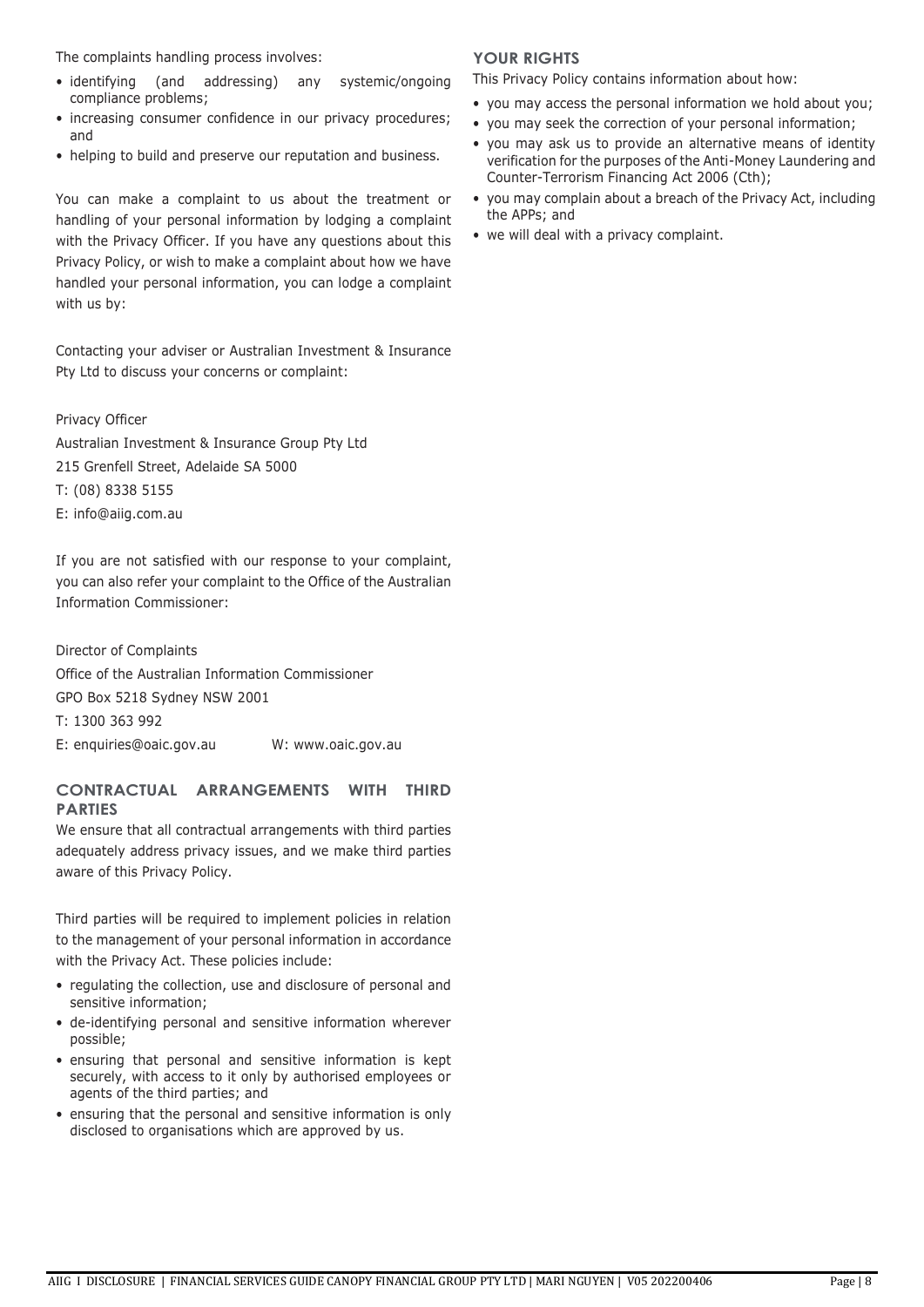The complaints handling process involves:

- identifying (and addressing) any systemic/ongoing compliance problems;
- increasing consumer confidence in our privacy procedures; and
- helping to build and preserve our reputation and business.

You can make a complaint to us about the treatment or handling of your personal information by lodging a complaint with the Privacy Officer. If you have any questions about this Privacy Policy, or wish to make a complaint about how we have handled your personal information, you can lodge a complaint with us by:

Contacting your adviser or Australian Investment & Insurance Pty Ltd to discuss your concerns or complaint:

Privacy Officer
Australian Investment & Insurance Group Pty Ltd
215 Grenfell Street, Adelaide SA 5000
T: (08) 8338 5155
E: info@aiig.com.au

If you are not satisfied with our response to your complaint, you can also refer your complaint to the Office of the Australian Information Commissioner:

Director of Complaints
Office of the Australian Information Commissioner
GPO Box 5218 Sydney NSW 2001
T: 1300 363 992
E: enquiries@oaic.gov.au W: www.oaic.gov.au

## CONTRACTUAL ARRANGEMENTS WITH THIRD PARTIES

We ensure that all contractual arrangements with third parties adequately address privacy issues, and we make third parties aware of this Privacy Policy.

Third parties will be required to implement policies in relation to the management of your personal information in accordance with the Privacy Act. These policies include:

- regulating the collection, use and disclosure of personal and sensitive information;
- de-identifying personal and sensitive information wherever possible;
- ensuring that personal and sensitive information is kept securely, with access to it only by authorised employees or agents of the third parties; and
- ensuring that the personal and sensitive information is only disclosed to organisations which are approved by us.

## YOUR RIGHTS

This Privacy Policy contains information about how:

- you may access the personal information we hold about you;
- you may seek the correction of your personal information;
- you may ask us to provide an alternative means of identity verification for the purposes of the Anti-Money Laundering and Counter-Terrorism Financing Act 2006 (Cth);
- you may complain about a breach of the Privacy Act, including the APPs; and
- we will deal with a privacy complaint.